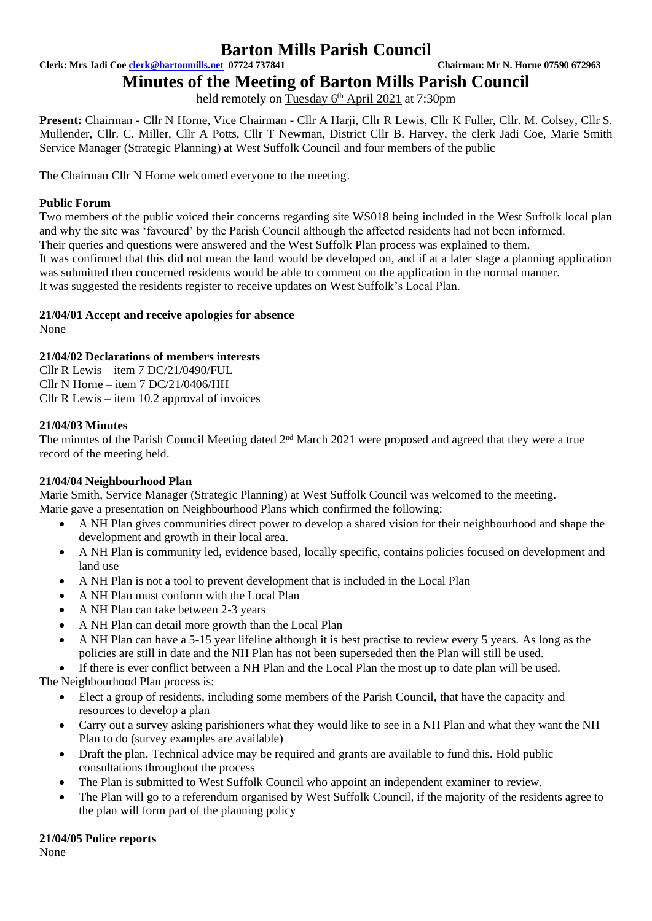# Barton Mills Parish Council

**Clerk: Mrs Jadi Coe [clerk@bartonmills.net](mailto:clerk@bartonmills.net) 07724 737841** **Chairman: Mr N. Horne 07590 672963**

## Minutes of the Meeting of Barton Mills Parish Council

held remotely on Tuesday 6th April 2021 at 7:30pm

**Present:** Chairman - Cllr N Horne, Vice Chairman - Cllr A Harji, Cllr R Lewis, Cllr K Fuller, Cllr. M. Colsey, Cllr S. Mullender, Cllr. C. Miller, Cllr A Potts, Cllr T Newman, District Cllr B. Harvey, the clerk Jadi Coe, Marie Smith Service Manager (Strategic Planning) at West Suffolk Council and four members of the public

The Chairman Cllr N Horne welcomed everyone to the meeting.

### Public Forum

Two members of the public voiced their concerns regarding site WS018 being included in the West Suffolk local plan and why the site was 'favoured' by the Parish Council although the affected residents had not been informed.
Their queries and questions were answered and the West Suffolk Plan process was explained to them.
It was confirmed that this did not mean the land would be developed on, and if at a later stage a planning application was submitted then concerned residents would be able to comment on the application in the normal manner.
It was suggested the residents register to receive updates on West Suffolk's Local Plan.

### 21/04/01 Accept and receive apologies for absence

None

### 21/04/02 Declarations of members interests

Cllr R Lewis – item 7 DC/21/0490/FUL
Cllr N Horne – item 7 DC/21/0406/HH
Cllr R Lewis – item 10.2 approval of invoices

### 21/04/03 Minutes

The minutes of the Parish Council Meeting dated 2nd March 2021 were proposed and agreed that they were a true record of the meeting held.

### 21/04/04 Neighbourhood Plan

Marie Smith, Service Manager (Strategic Planning) at West Suffolk Council was welcomed to the meeting.
Marie gave a presentation on Neighbourhood Plans which confirmed the following:

- A NH Plan gives communities direct power to develop a shared vision for their neighbourhood and shape the development and growth in their local area.
- A NH Plan is community led, evidence based, locally specific, contains policies focused on development and land use
- A NH Plan is not a tool to prevent development that is included in the Local Plan
- A NH Plan must conform with the Local Plan
- A NH Plan can take between 2-3 years
- A NH Plan can detail more growth than the Local Plan
- A NH Plan can have a 5-15 year lifeline although it is best practise to review every 5 years. As long as the policies are still in date and the NH Plan has not been superseded then the Plan will still be used.
- If there is ever conflict between a NH Plan and the Local Plan the most up to date plan will be used.

The Neighbourhood Plan process is:

- Elect a group of residents, including some members of the Parish Council, that have the capacity and resources to develop a plan
- Carry out a survey asking parishioners what they would like to see in a NH Plan and what they want the NH Plan to do (survey examples are available)
- Draft the plan. Technical advice may be required and grants are available to fund this. Hold public consultations throughout the process
- The Plan is submitted to West Suffolk Council who appoint an independent examiner to review.
- The Plan will go to a referendum organised by West Suffolk Council, if the majority of the residents agree to the plan will form part of the planning policy

### 21/04/05 Police reports

None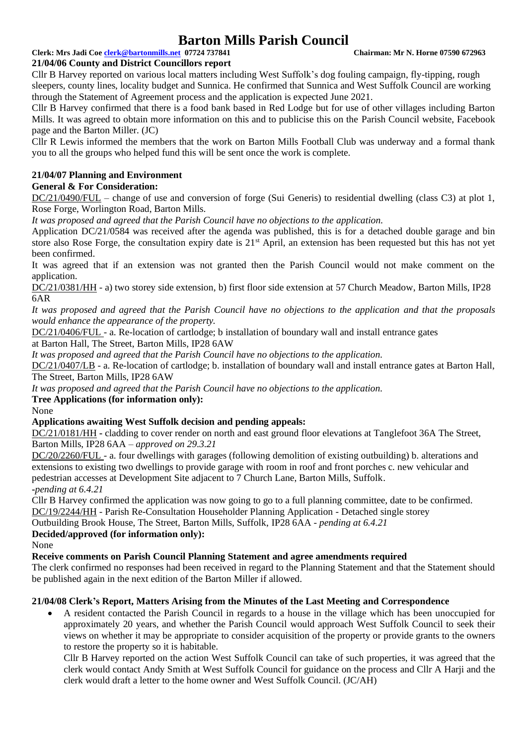**21/04/06 County and District Councillors report**

Cllr B Harvey reported on various local matters including West Suffolk's dog fouling campaign, fly-tipping, rough sleepers, county lines, locality budget and Sunnica. He confirmed that Sunnica and West Suffolk Council are working through the Statement of Agreement process and the application is expected June 2021.

Cllr B Harvey confirmed that there is a food bank based in Red Lodge but for use of other villages including Barton Mills. It was agreed to obtain more information on this and to publicise this on the Parish Council website, Facebook page and the Barton Miller. (JC)

Cllr R Lewis informed the members that the work on Barton Mills Football Club was underway and a formal thank you to all the groups who helped fund this will be sent once the work is complete.

**21/04/07 Planning and Environment**

**General & For Consideration:**

DC/21/0490/FUL – change of use and conversion of forge (Sui Generis) to residential dwelling (class C3) at plot 1, Rose Forge, Worlington Road, Barton Mills.

*It was proposed and agreed that the Parish Council have no objections to the application.*

Application DC/21/0584 was received after the agenda was published, this is for a detached double garage and bin store also Rose Forge, the consultation expiry date is 21st April, an extension has been requested but this has not yet been confirmed.

It was agreed that if an extension was not granted then the Parish Council would not make comment on the application.

DC/21/0381/HH - a) two storey side extension, b) first floor side extension at 57 Church Meadow, Barton Mills, IP28 6AR

*It was proposed and agreed that the Parish Council have no objections to the application and that the proposals would enhance the appearance of the property.*

DC/21/0406/FUL - a. Re-location of cartlodge; b installation of boundary wall and install entrance gates at Barton Hall, The Street, Barton Mills, IP28 6AW

*It was proposed and agreed that the Parish Council have no objections to the application.*

DC/21/0407/LB - a. Re-location of cartlodge; b. installation of boundary wall and install entrance gates at Barton Hall, The Street, Barton Mills, IP28 6AW

*It was proposed and agreed that the Parish Council have no objections to the application.*

**Tree Applications (for information only):**

None

**Applications awaiting West Suffolk decision and pending appeals:**

DC/21/0181/HH - cladding to cover render on north and east ground floor elevations at Tanglefoot 36A The Street, Barton Mills, IP28 6AA – *approved on 29.3.21*

DC/20/2260/FUL - a. four dwellings with garages (following demolition of existing outbuilding) b. alterations and extensions to existing two dwellings to provide garage with room in roof and front porches c. new vehicular and pedestrian accesses at Development Site adjacent to 7 Church Lane, Barton Mills, Suffolk.

*-pending at 6.4.21*

Cllr B Harvey confirmed the application was now going to go to a full planning committee, date to be confirmed.

DC/19/2244/HH - Parish Re-Consultation Householder Planning Application - Detached single storey Outbuilding Brook House, The Street, Barton Mills, Suffolk, IP28 6AA - *pending at 6.4.21*

**Decided/approved (for information only):**

None

**Receive comments on Parish Council Planning Statement and agree amendments required**

The clerk confirmed no responses had been received in regard to the Planning Statement and that the Statement should be published again in the next edition of the Barton Miller if allowed.

**21/04/08 Clerk's Report, Matters Arising from the Minutes of the Last Meeting and Correspondence**

- A resident contacted the Parish Council in regards to a house in the village which has been unoccupied for approximately 20 years, and whether the Parish Council would approach West Suffolk Council to seek their views on whether it may be appropriate to consider acquisition of the property or provide grants to the owners to restore the property so it is habitable.

  Cllr B Harvey reported on the action West Suffolk Council can take of such properties, it was agreed that the clerk would contact Andy Smith at West Suffolk Council for guidance on the process and Cllr A Harji and the clerk would draft a letter to the home owner and West Suffolk Council. (JC/AH)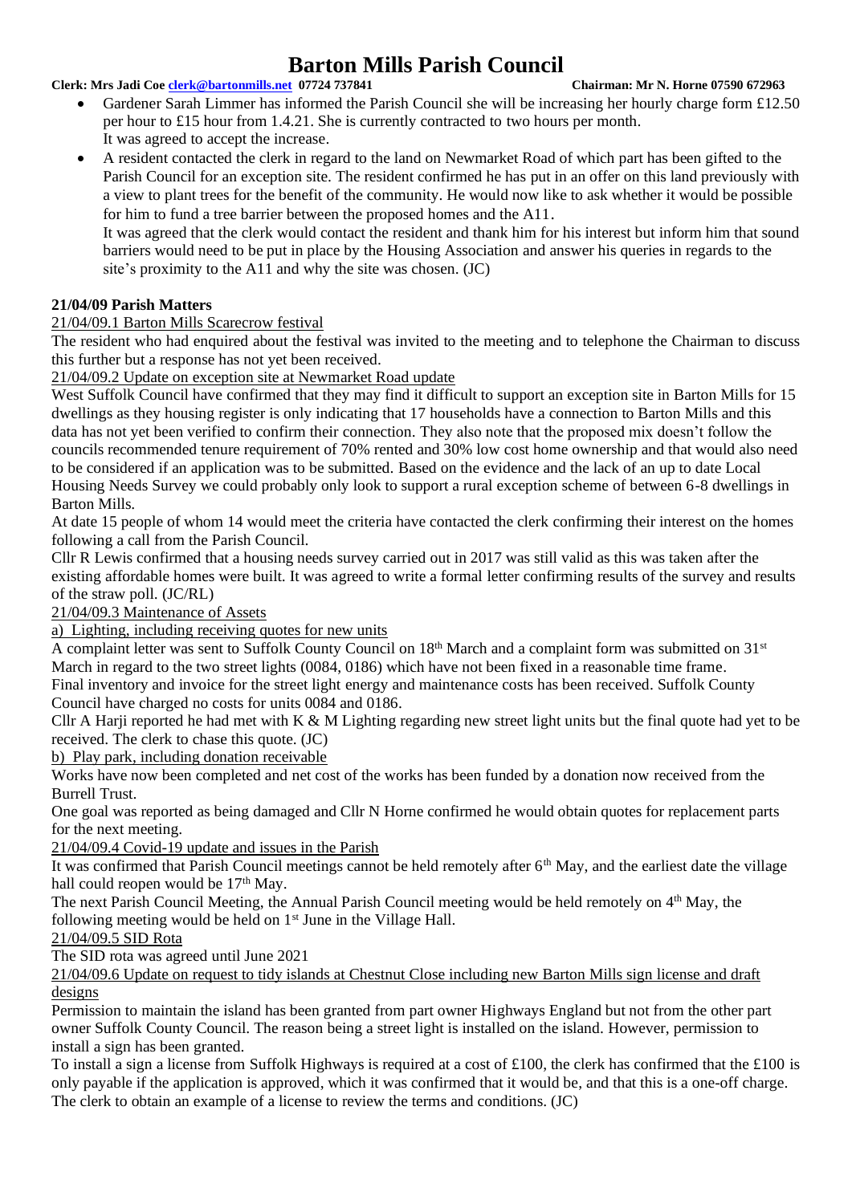- Gardener Sarah Limmer has informed the Parish Council she will be increasing her hourly charge form £12.50 per hour to £15 hour from 1.4.21. She is currently contracted to two hours per month.
  It was agreed to accept the increase.
- A resident contacted the clerk in regard to the land on Newmarket Road of which part has been gifted to the Parish Council for an exception site. The resident confirmed he has put in an offer on this land previously with a view to plant trees for the benefit of the community. He would now like to ask whether it would be possible for him to fund a tree barrier between the proposed homes and the A11.
  It was agreed that the clerk would contact the resident and thank him for his interest but inform him that sound barriers would need to be put in place by the Housing Association and answer his queries in regards to the site's proximity to the A11 and why the site was chosen. (JC)

**21/04/09 Parish Matters**

21/04/09.1 Barton Mills Scarecrow festival

The resident who had enquired about the festival was invited to the meeting and to telephone the Chairman to discuss this further but a response has not yet been received.

21/04/09.2 Update on exception site at Newmarket Road update

West Suffolk Council have confirmed that they may find it difficult to support an exception site in Barton Mills for 15 dwellings as they housing register is only indicating that 17 households have a connection to Barton Mills and this data has not yet been verified to confirm their connection. They also note that the proposed mix doesn't follow the councils recommended tenure requirement of 70% rented and 30% low cost home ownership and that would also need to be considered if an application was to be submitted. Based on the evidence and the lack of an up to date Local Housing Needs Survey we could probably only look to support a rural exception scheme of between 6-8 dwellings in Barton Mills.

At date 15 people of whom 14 would meet the criteria have contacted the clerk confirming their interest on the homes following a call from the Parish Council.

Cllr R Lewis confirmed that a housing needs survey carried out in 2017 was still valid as this was taken after the existing affordable homes were built. It was agreed to write a formal letter confirming results of the survey and results of the straw poll. (JC/RL)

21/04/09.3 Maintenance of Assets

a) Lighting, including receiving quotes for new units

A complaint letter was sent to Suffolk County Council on 18th March and a complaint form was submitted on 31st March in regard to the two street lights (0084, 0186) which have not been fixed in a reasonable time frame.

Final inventory and invoice for the street light energy and maintenance costs has been received. Suffolk County Council have charged no costs for units 0084 and 0186.

Cllr A Harji reported he had met with K & M Lighting regarding new street light units but the final quote had yet to be received. The clerk to chase this quote. (JC)

b) Play park, including donation receivable

Works have now been completed and net cost of the works has been funded by a donation now received from the Burrell Trust.

One goal was reported as being damaged and Cllr N Horne confirmed he would obtain quotes for replacement parts for the next meeting.

21/04/09.4 Covid-19 update and issues in the Parish

It was confirmed that Parish Council meetings cannot be held remotely after 6th May, and the earliest date the village hall could reopen would be 17th May.

The next Parish Council Meeting, the Annual Parish Council meeting would be held remotely on 4th May, the following meeting would be held on 1st June in the Village Hall.

21/04/09.5 SID Rota

The SID rota was agreed until June 2021

21/04/09.6 Update on request to tidy islands at Chestnut Close including new Barton Mills sign license and draft designs

Permission to maintain the island has been granted from part owner Highways England but not from the other part owner Suffolk County Council. The reason being a street light is installed on the island. However, permission to install a sign has been granted.

To install a sign a license from Suffolk Highways is required at a cost of £100, the clerk has confirmed that the £100 is only payable if the application is approved, which it was confirmed that it would be, and that this is a one-off charge. The clerk to obtain an example of a license to review the terms and conditions. (JC)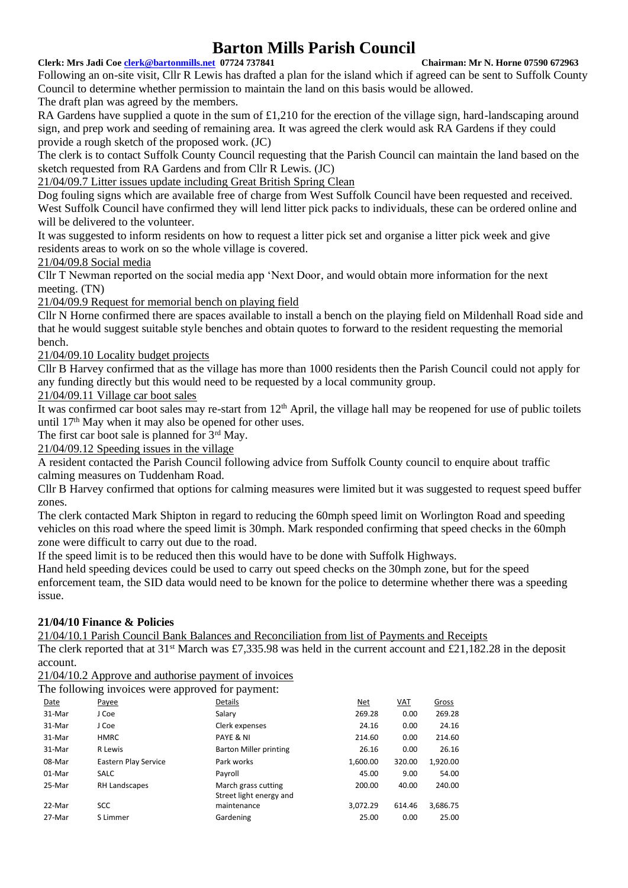# Barton Mills Parish Council

**Clerk: Mrs Jadi Coe clerk@bartonmills.net 07724 737841 Chairman: Mr N. Horne 07590 672963**

Following an on-site visit, Cllr R Lewis has drafted a plan for the island which if agreed can be sent to Suffolk County Council to determine whether permission to maintain the land on this basis would be allowed.

The draft plan was agreed by the members.

RA Gardens have supplied a quote in the sum of £1,210 for the erection of the village sign, hard-landscaping around sign, and prep work and seeding of remaining area. It was agreed the clerk would ask RA Gardens if they could provide a rough sketch of the proposed work. (JC)

The clerk is to contact Suffolk County Council requesting that the Parish Council can maintain the land based on the sketch requested from RA Gardens and from Cllr R Lewis. (JC)

21/04/09.7 Litter issues update including Great British Spring Clean

Dog fouling signs which are available free of charge from West Suffolk Council have been requested and received. West Suffolk Council have confirmed they will lend litter pick packs to individuals, these can be ordered online and will be delivered to the volunteer.

It was suggested to inform residents on how to request a litter pick set and organise a litter pick week and give residents areas to work on so the whole village is covered.

21/04/09.8 Social media

Cllr T Newman reported on the social media app 'Next Door, and would obtain more information for the next meeting. (TN)

21/04/09.9 Request for memorial bench on playing field

Cllr N Horne confirmed there are spaces available to install a bench on the playing field on Mildenhall Road side and that he would suggest suitable style benches and obtain quotes to forward to the resident requesting the memorial bench.

21/04/09.10 Locality budget projects

Cllr B Harvey confirmed that as the village has more than 1000 residents then the Parish Council could not apply for any funding directly but this would need to be requested by a local community group.

21/04/09.11 Village car boot sales

It was confirmed car boot sales may re-start from 12th April, the village hall may be reopened for use of public toilets until 17th May when it may also be opened for other uses.

The first car boot sale is planned for 3rd May.

21/04/09.12 Speeding issues in the village

A resident contacted the Parish Council following advice from Suffolk County council to enquire about traffic calming measures on Tuddenham Road.

Cllr B Harvey confirmed that options for calming measures were limited but it was suggested to request speed buffer zones.

The clerk contacted Mark Shipton in regard to reducing the 60mph speed limit on Worlington Road and speeding vehicles on this road where the speed limit is 30mph. Mark responded confirming that speed checks in the 60mph zone were difficult to carry out due to the road.

If the speed limit is to be reduced then this would have to be done with Suffolk Highways.

Hand held speeding devices could be used to carry out speed checks on the 30mph zone, but for the speed enforcement team, the SID data would need to be known for the police to determine whether there was a speeding issue.

**21/04/10 Finance & Policies**

21/04/10.1 Parish Council Bank Balances and Reconciliation from list of Payments and Receipts

The clerk reported that at 31st March was £7,335.98 was held in the current account and £21,182.28 in the deposit account.

21/04/10.2 Approve and authorise payment of invoices

The following invoices were approved for payment:

| Date | Payee | Details | Net | VAT | Gross |
|---|---|---|---|---|---|
| 31-Mar | J Coe | Salary | 269.28 | 0.00 | 269.28 |
| 31-Mar | J Coe | Clerk expenses | 24.16 | 0.00 | 24.16 |
| 31-Mar | HMRC | PAYE & NI | 214.60 | 0.00 | 214.60 |
| 31-Mar | R Lewis | Barton Miller printing | 26.16 | 0.00 | 26.16 |
| 08-Mar | Eastern Play Service | Park works | 1,600.00 | 320.00 | 1,920.00 |
| 01-Mar | SALC | Payroll | 45.00 | 9.00 | 54.00 |
| 25-Mar | RH Landscapes | March grass cutting | 200.00 | 40.00 | 240.00 |
| 22-Mar | SCC | Street light energy and maintenance | 3,072.29 | 614.46 | 3,686.75 |
| 27-Mar | S Limmer | Gardening | 25.00 | 0.00 | 25.00 |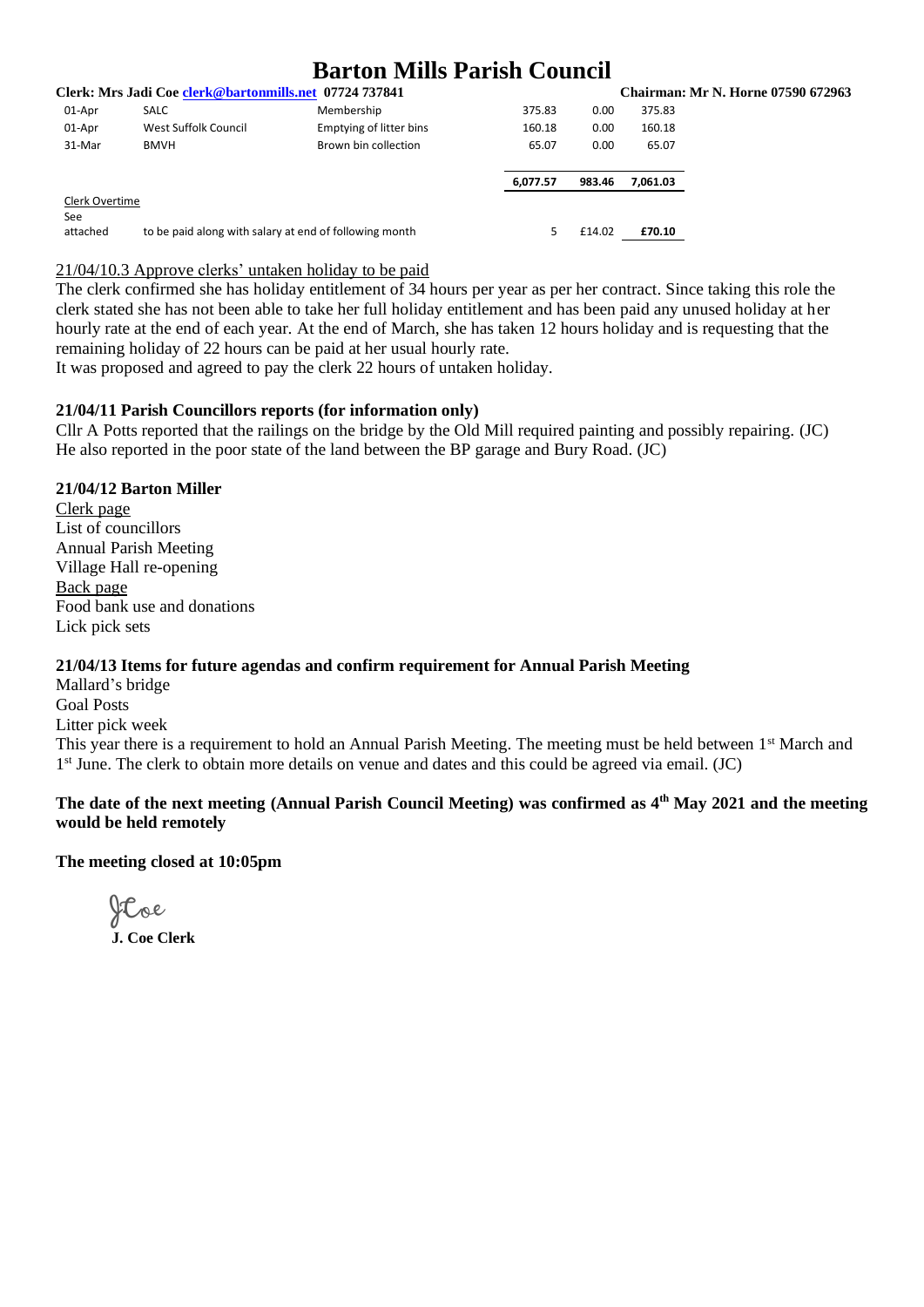# Barton Mills Parish Council

**Clerk: Mrs Jadi Coe [clerk@bartonmills.net](mailto:clerk@bartonmills.net) 07724 737841** **Chairman: Mr N. Horne 07590 672963**

| | | | | | |
|---|---|---|---|---|---|
| 01-Apr | SALC | Membership | 375.83 | 0.00 | 375.83 |
| 01-Apr | West Suffolk Council | Emptying of litter bins | 160.18 | 0.00 | 160.18 |
| 31-Mar | BMVH | Brown bin collection | 65.07 | 0.00 | 65.07 |
| | | | **6,077.57** | **983.46** | **7,061.03** |
| Clerk Overtime | | | | | |
| See attached | to be paid along with salary at end of following month | | 5 | £14.02 | **£70.10** |

21/04/10.3 Approve clerks' untaken holiday to be paid

The clerk confirmed she has holiday entitlement of 34 hours per year as per her contract. Since taking this role the clerk stated she has not been able to take her full holiday entitlement and has been paid any unused holiday at her hourly rate at the end of each year. At the end of March, she has taken 12 hours holiday and is requesting that the remaining holiday of 22 hours can be paid at her usual hourly rate.
It was proposed and agreed to pay the clerk 22 hours of untaken holiday.

**21/04/11 Parish Councillors reports (for information only)**

Cllr A Potts reported that the railings on the bridge by the Old Mill required painting and possibly repairing. (JC)
He also reported in the poor state of the land between the BP garage and Bury Road. (JC)

**21/04/12 Barton Miller**

Clerk page
List of councillors
Annual Parish Meeting
Village Hall re-opening
Back page
Food bank use and donations
Lick pick sets

**21/04/13 Items for future agendas and confirm requirement for Annual Parish Meeting**

Mallard's bridge
Goal Posts
Litter pick week
This year there is a requirement to hold an Annual Parish Meeting. The meeting must be held between 1st March and 1st June. The clerk to obtain more details on venue and dates and this could be agreed via email. (JC)

**The date of the next meeting (Annual Parish Council Meeting) was confirmed as 4th May 2021 and the meeting would be held remotely**

**The meeting closed at 10:05pm**

JCoe
**J. Coe Clerk**